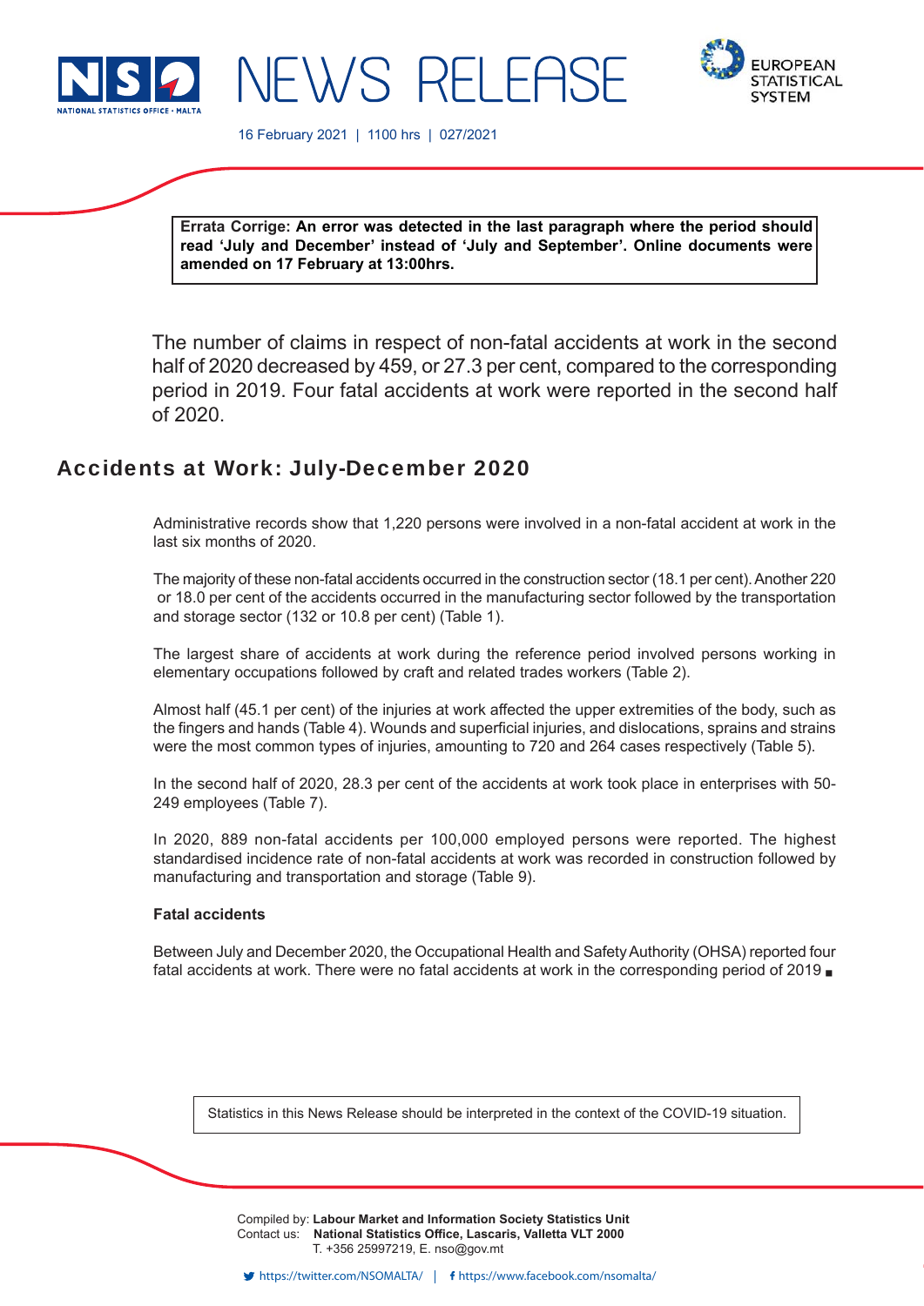# NEWS RELEASE

16 February 2021 | 1100 hrs | 027/2021

**Errata Corrige: An error was detected in the last paragraph where the period should read 'July and December' instead of 'July and September'. Online documents were amended on 17 February at 13:00hrs.**

The number of claims in respect of non-fatal accidents at work in the second half of 2020 decreased by 459, or 27.3 per cent, compared to the corresponding period in 2019. Four fatal accidents at work were reported in the second half of 2020.

## Accidents at Work: July-December 2020

Administrative records show that 1,220 persons were involved in a non-fatal accident at work in the last six months of 2020.

The majority of these non-fatal accidents occurred in the construction sector (18.1 per cent). Another 220 or 18.0 per cent of the accidents occurred in the manufacturing sector followed by the transportation and storage sector (132 or 10.8 per cent) (Table 1).

The largest share of accidents at work during the reference period involved persons working in elementary occupations followed by craft and related trades workers (Table 2).

Almost half (45.1 per cent) of the injuries at work affected the upper extremities of the body, such as the fingers and hands (Table 4). Wounds and superficial injuries, and dislocations, sprains and strains were the most common types of injuries, amounting to 720 and 264 cases respectively (Table 5).

In the second half of 2020, 28.3 per cent of the accidents at work took place in enterprises with 50-249 employees (Table 7).

In 2020, 889 non-fatal accidents per 100,000 employed persons were reported. The highest standardised incidence rate of non-fatal accidents at work was recorded in construction followed by manufacturing and transportation and storage (Table 9).

**Fatal accidents**

Between July and December 2020, the Occupational Health and Safety Authority (OHSA) reported four fatal accidents at work. There were no fatal accidents at work in the corresponding period of 2019 ■

Statistics in this News Release should be interpreted in the context of the COVID-19 situation.

Compiled by: **Labour Market and Information Society Statistics Unit**
Contact us: **National Statistics Office, Lascaris, Valletta VLT 2000**
T. +356 25997219, E. nso@gov.mt

https://twitter.com/NSOMALTA/ | https://www.facebook.com/nsomalta/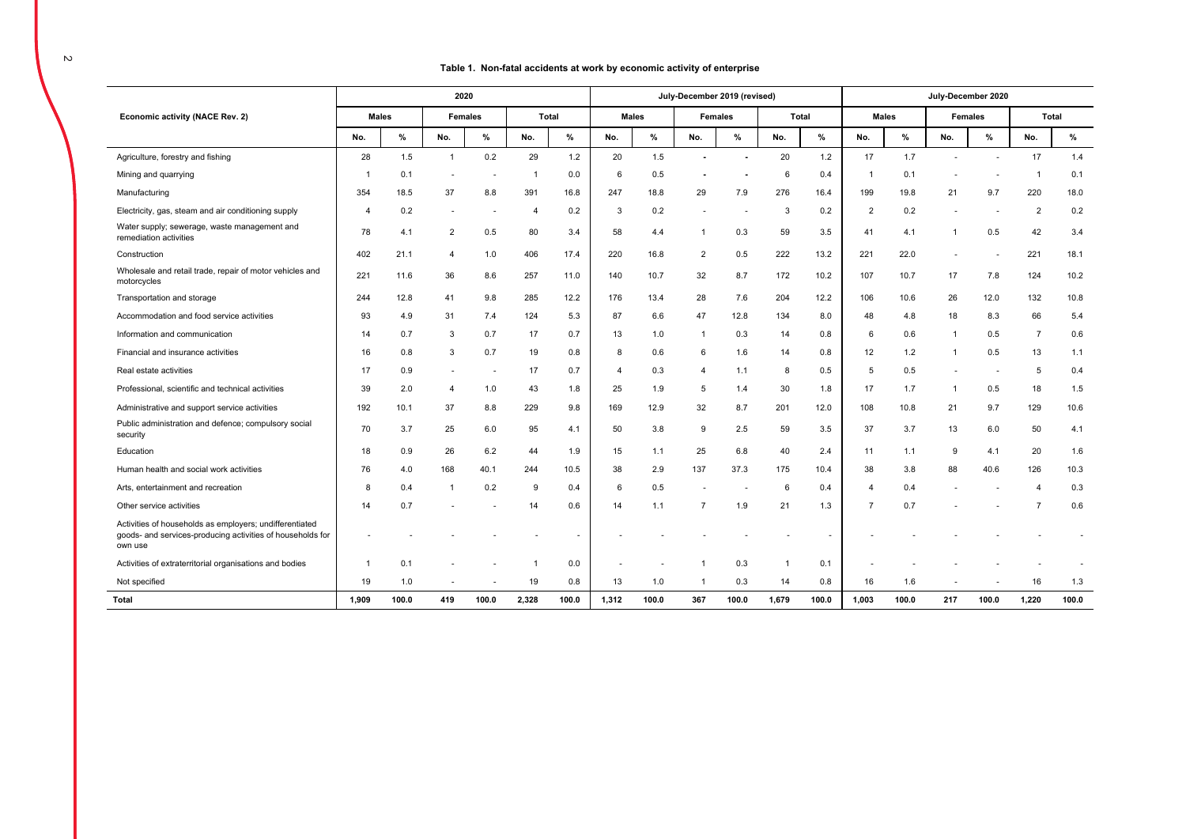**Table 1. Non-fatal accidents at work by economic activity of enterprise**

| Economic activity (NACE Rev. 2) | 2020 | | | | | | July-December 2019 (revised) | | | | | | July-December 2020 | | | | | |
|---|---|---|---|---|---|---|---|---|---|---|---|---|---|---|---|---|---|---|
| | Males | | Females | | Total | | Males | | Females | | Total | | Males | | Females | | Total | |
| | No. | % | No. | % | No. | % | No. | % | No. | % | No. | % | No. | % | No. | % | No. | % |
| Agriculture, forestry and fishing | 28 | 1.5 | 1 | 0.2 | 29 | 1.2 | 20 | 1.5 | - | - | 20 | 1.2 | 17 | 1.7 | - | - | 17 | 1.4 |
| Mining and quarrying | 1 | 0.1 | - | - | 1 | 0.0 | 6 | 0.5 | - | - | 6 | 0.4 | 1 | 0.1 | - | - | 1 | 0.1 |
| Manufacturing | 354 | 18.5 | 37 | 8.8 | 391 | 16.8 | 247 | 18.8 | 29 | 7.9 | 276 | 16.4 | 199 | 19.8 | 21 | 9.7 | 220 | 18.0 |
| Electricity, gas, steam and air conditioning supply | 4 | 0.2 | - | - | 4 | 0.2 | 3 | 0.2 | - | - | 3 | 0.2 | 2 | 0.2 | - | - | 2 | 0.2 |
| Water supply; sewerage, waste management and remediation activities | 78 | 4.1 | 2 | 0.5 | 80 | 3.4 | 58 | 4.4 | 1 | 0.3 | 59 | 3.5 | 41 | 4.1 | 1 | 0.5 | 42 | 3.4 |
| Construction | 402 | 21.1 | 4 | 1.0 | 406 | 17.4 | 220 | 16.8 | 2 | 0.5 | 222 | 13.2 | 221 | 22.0 | - | - | 221 | 18.1 |
| Wholesale and retail trade, repair of motor vehicles and motorcycles | 221 | 11.6 | 36 | 8.6 | 257 | 11.0 | 140 | 10.7 | 32 | 8.7 | 172 | 10.2 | 107 | 10.7 | 17 | 7.8 | 124 | 10.2 |
| Transportation and storage | 244 | 12.8 | 41 | 9.8 | 285 | 12.2 | 176 | 13.4 | 28 | 7.6 | 204 | 12.2 | 106 | 10.6 | 26 | 12.0 | 132 | 10.8 |
| Accommodation and food service activities | 93 | 4.9 | 31 | 7.4 | 124 | 5.3 | 87 | 6.6 | 47 | 12.8 | 134 | 8.0 | 48 | 4.8 | 18 | 8.3 | 66 | 5.4 |
| Information and communication | 14 | 0.7 | 3 | 0.7 | 17 | 0.7 | 13 | 1.0 | 1 | 0.3 | 14 | 0.8 | 6 | 0.6 | 1 | 0.5 | 7 | 0.6 |
| Financial and insurance activities | 16 | 0.8 | 3 | 0.7 | 19 | 0.8 | 8 | 0.6 | 6 | 1.6 | 14 | 0.8 | 12 | 1.2 | 1 | 0.5 | 13 | 1.1 |
| Real estate activities | 17 | 0.9 | - | - | 17 | 0.7 | 4 | 0.3 | 4 | 1.1 | 8 | 0.5 | 5 | 0.5 | - | - | 5 | 0.4 |
| Professional, scientific and technical activities | 39 | 2.0 | 4 | 1.0 | 43 | 1.8 | 25 | 1.9 | 5 | 1.4 | 30 | 1.8 | 17 | 1.7 | 1 | 0.5 | 18 | 1.5 |
| Administrative and support service activities | 192 | 10.1 | 37 | 8.8 | 229 | 9.8 | 169 | 12.9 | 32 | 8.7 | 201 | 12.0 | 108 | 10.8 | 21 | 9.7 | 129 | 10.6 |
| Public administration and defence; compulsory social security | 70 | 3.7 | 25 | 6.0 | 95 | 4.1 | 50 | 3.8 | 9 | 2.5 | 59 | 3.5 | 37 | 3.7 | 13 | 6.0 | 50 | 4.1 |
| Education | 18 | 0.9 | 26 | 6.2 | 44 | 1.9 | 15 | 1.1 | 25 | 6.8 | 40 | 2.4 | 11 | 1.1 | 9 | 4.1 | 20 | 1.6 |
| Human health and social work activities | 76 | 4.0 | 168 | 40.1 | 244 | 10.5 | 38 | 2.9 | 137 | 37.3 | 175 | 10.4 | 38 | 3.8 | 88 | 40.6 | 126 | 10.3 |
| Arts, entertainment and recreation | 8 | 0.4 | 1 | 0.2 | 9 | 0.4 | 6 | 0.5 | - | - | 6 | 0.4 | 4 | 0.4 | - | - | 4 | 0.3 |
| Other service activities | 14 | 0.7 | - | - | 14 | 0.6 | 14 | 1.1 | 7 | 1.9 | 21 | 1.3 | 7 | 0.7 | - | - | 7 | 0.6 |
| Activities of households as employers; undifferentiated goods- and services-producing activities of households for own use | - | - | - | - | - | - | - | - | - | - | - | - | - | - | - | - | - | - |
| Activities of extraterritorial organisations and bodies | 1 | 0.1 | - | - | 1 | 0.0 | - | - | 1 | 0.3 | 1 | 0.1 | - | - | - | - | - | - |
| Not specified | 19 | 1.0 | - | - | 19 | 0.8 | 13 | 1.0 | 1 | 0.3 | 14 | 0.8 | 16 | 1.6 | - | - | 16 | 1.3 |
| **Total** | **1,909** | **100.0** | **419** | **100.0** | **2,328** | **100.0** | **1,312** | **100.0** | **367** | **100.0** | **1,679** | **100.0** | **1,003** | **100.0** | **217** | **100.0** | **1,220** | **100.0** |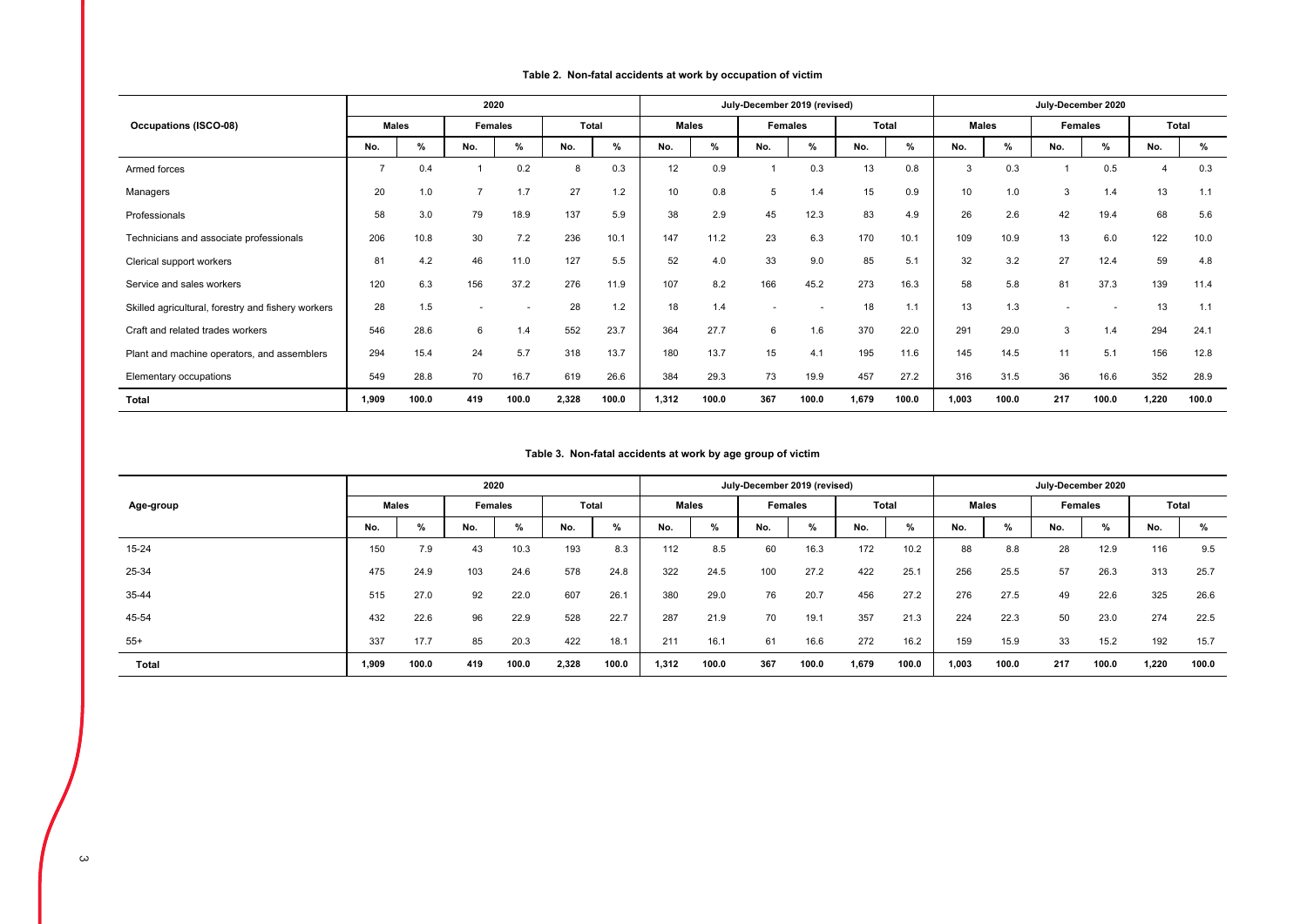**Table 2. Non-fatal accidents at work by occupation of victim**

| Occupations (ISCO-08) | 2020 | | | | | | July-December 2019 (revised) | | | | | | July-December 2020 | | | | | |
|---|---|---|---|---|---|---|---|---|---|---|---|---|---|---|---|---|---|---|
| | Males | | Females | | Total | | Males | | Females | | Total | | Males | | Females | | Total | |
| | No. | % | No. | % | No. | % | No. | % | No. | % | No. | % | No. | % | No. | % | No. | % |
| Armed forces | 7 | 0.4 | 1 | 0.2 | 8 | 0.3 | 12 | 0.9 | 1 | 0.3 | 13 | 0.8 | 3 | 0.3 | 1 | 0.5 | 4 | 0.3 |
| Managers | 20 | 1.0 | 7 | 1.7 | 27 | 1.2 | 10 | 0.8 | 5 | 1.4 | 15 | 0.9 | 10 | 1.0 | 3 | 1.4 | 13 | 1.1 |
| Professionals | 58 | 3.0 | 79 | 18.9 | 137 | 5.9 | 38 | 2.9 | 45 | 12.3 | 83 | 4.9 | 26 | 2.6 | 42 | 19.4 | 68 | 5.6 |
| Technicians and associate professionals | 206 | 10.8 | 30 | 7.2 | 236 | 10.1 | 147 | 11.2 | 23 | 6.3 | 170 | 10.1 | 109 | 10.9 | 13 | 6.0 | 122 | 10.0 |
| Clerical support workers | 81 | 4.2 | 46 | 11.0 | 127 | 5.5 | 52 | 4.0 | 33 | 9.0 | 85 | 5.1 | 32 | 3.2 | 27 | 12.4 | 59 | 4.8 |
| Service and sales workers | 120 | 6.3 | 156 | 37.2 | 276 | 11.9 | 107 | 8.2 | 166 | 45.2 | 273 | 16.3 | 58 | 5.8 | 81 | 37.3 | 139 | 11.4 |
| Skilled agricultural, forestry and fishery workers | 28 | 1.5 | - | - | 28 | 1.2 | 18 | 1.4 | - | - | 18 | 1.1 | 13 | 1.3 | - | - | 13 | 1.1 |
| Craft and related trades workers | 546 | 28.6 | 6 | 1.4 | 552 | 23.7 | 364 | 27.7 | 6 | 1.6 | 370 | 22.0 | 291 | 29.0 | 3 | 1.4 | 294 | 24.1 |
| Plant and machine operators, and assemblers | 294 | 15.4 | 24 | 5.7 | 318 | 13.7 | 180 | 13.7 | 15 | 4.1 | 195 | 11.6 | 145 | 14.5 | 11 | 5.1 | 156 | 12.8 |
| Elementary occupations | 549 | 28.8 | 70 | 16.7 | 619 | 26.6 | 384 | 29.3 | 73 | 19.9 | 457 | 27.2 | 316 | 31.5 | 36 | 16.6 | 352 | 28.9 |
| **Total** | **1,909** | **100.0** | **419** | **100.0** | **2,328** | **100.0** | **1,312** | **100.0** | **367** | **100.0** | **1,679** | **100.0** | **1,003** | **100.0** | **217** | **100.0** | **1,220** | **100.0** |

**Table 3. Non-fatal accidents at work by age group of victim**

| Age-group | 2020 | | | | | | July-December 2019 (revised) | | | | | | July-December 2020 | | | | | |
|---|---|---|---|---|---|---|---|---|---|---|---|---|---|---|---|---|---|---|
| | Males | | Females | | Total | | Males | | Females | | Total | | Males | | Females | | Total | |
| | No. | % | No. | % | No. | % | No. | % | No. | % | No. | % | No. | % | No. | % | No. | % |
| 15-24 | 150 | 7.9 | 43 | 10.3 | 193 | 8.3 | 112 | 8.5 | 60 | 16.3 | 172 | 10.2 | 88 | 8.8 | 28 | 12.9 | 116 | 9.5 |
| 25-34 | 475 | 24.9 | 103 | 24.6 | 578 | 24.8 | 322 | 24.5 | 100 | 27.2 | 422 | 25.1 | 256 | 25.5 | 57 | 26.3 | 313 | 25.7 |
| 35-44 | 515 | 27.0 | 92 | 22.0 | 607 | 26.1 | 380 | 29.0 | 76 | 20.7 | 456 | 27.2 | 276 | 27.5 | 49 | 22.6 | 325 | 26.6 |
| 45-54 | 432 | 22.6 | 96 | 22.9 | 528 | 22.7 | 287 | 21.9 | 70 | 19.1 | 357 | 21.3 | 224 | 22.3 | 50 | 23.0 | 274 | 22.5 |
| 55+ | 337 | 17.7 | 85 | 20.3 | 422 | 18.1 | 211 | 16.1 | 61 | 16.6 | 272 | 16.2 | 159 | 15.9 | 33 | 15.2 | 192 | 15.7 |
| **Total** | **1,909** | **100.0** | **419** | **100.0** | **2,328** | **100.0** | **1,312** | **100.0** | **367** | **100.0** | **1,679** | **100.0** | **1,003** | **100.0** | **217** | **100.0** | **1,220** | **100.0** |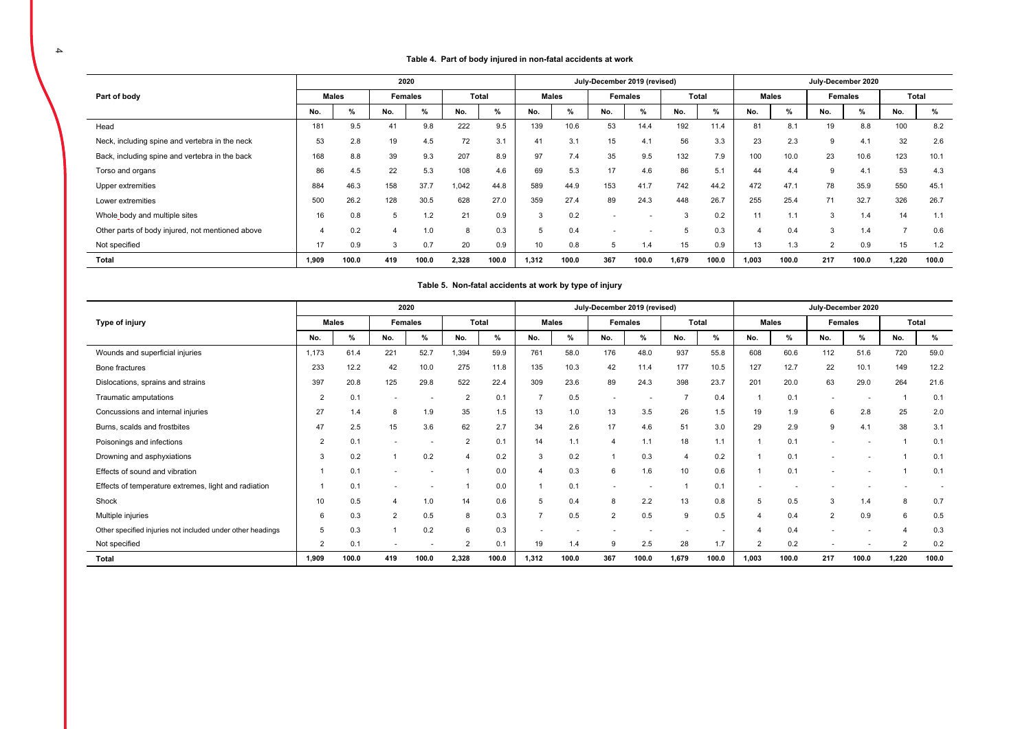**Table 4. Part of body injured in non-fatal accidents at work**

| Part of body | 2020 | | | | | | July-December 2019 (revised) | | | | | | July-December 2020 | | | | | |
|---|---|---|---|---|---|---|---|---|---|---|---|---|---|---|---|---|---|---|
| | Males | | Females | | Total | | Males | | Females | | Total | | Males | | Females | | Total | |
| | No. | % | No. | % | No. | % | No. | % | No. | % | No. | % | No. | % | No. | % | No. | % |
| Head | 181 | 9.5 | 41 | 9.8 | 222 | 9.5 | 139 | 10.6 | 53 | 14.4 | 192 | 11.4 | 81 | 8.1 | 19 | 8.8 | 100 | 8.2 |
| Neck, including spine and vertebra in the neck | 53 | 2.8 | 19 | 4.5 | 72 | 3.1 | 41 | 3.1 | 15 | 4.1 | 56 | 3.3 | 23 | 2.3 | 9 | 4.1 | 32 | 2.6 |
| Back, including spine and vertebra in the back | 168 | 8.8 | 39 | 9.3 | 207 | 8.9 | 97 | 7.4 | 35 | 9.5 | 132 | 7.9 | 100 | 10.0 | 23 | 10.6 | 123 | 10.1 |
| Torso and organs | 86 | 4.5 | 22 | 5.3 | 108 | 4.6 | 69 | 5.3 | 17 | 4.6 | 86 | 5.1 | 44 | 4.4 | 9 | 4.1 | 53 | 4.3 |
| Upper extremities | 884 | 46.3 | 158 | 37.7 | 1,042 | 44.8 | 589 | 44.9 | 153 | 41.7 | 742 | 44.2 | 472 | 47.1 | 78 | 35.9 | 550 | 45.1 |
| Lower extremities | 500 | 26.2 | 128 | 30.5 | 628 | 27.0 | 359 | 27.4 | 89 | 24.3 | 448 | 26.7 | 255 | 25.4 | 71 | 32.7 | 326 | 26.7 |
| Whole body and multiple sites | 16 | 0.8 | 5 | 1.2 | 21 | 0.9 | 3 | 0.2 | - | - | 3 | 0.2 | 11 | 1.1 | 3 | 1.4 | 14 | 1.1 |
| Other parts of body injured, not mentioned above | 4 | 0.2 | 4 | 1.0 | 8 | 0.3 | 5 | 0.4 | - | - | 5 | 0.3 | 4 | 0.4 | 3 | 1.4 | 7 | 0.6 |
| Not specified | 17 | 0.9 | 3 | 0.7 | 20 | 0.9 | 10 | 0.8 | 5 | 1.4 | 15 | 0.9 | 13 | 1.3 | 2 | 0.9 | 15 | 1.2 |
| **Total** | **1,909** | **100.0** | **419** | **100.0** | **2,328** | **100.0** | **1,312** | **100.0** | **367** | **100.0** | **1,679** | **100.0** | **1,003** | **100.0** | **217** | **100.0** | **1,220** | **100.0** |

**Table 5. Non-fatal accidents at work by type of injury**

| Type of injury | 2020 | | | | | | July-December 2019 (revised) | | | | | | July-December 2020 | | | | | |
|---|---|---|---|---|---|---|---|---|---|---|---|---|---|---|---|---|---|---|
| | Males | | Females | | Total | | Males | | Females | | Total | | Males | | Females | | Total | |
| | No. | % | No. | % | No. | % | No. | % | No. | % | No. | % | No. | % | No. | % | No. | % |
| Wounds and superficial injuries | 1,173 | 61.4 | 221 | 52.7 | 1,394 | 59.9 | 761 | 58.0 | 176 | 48.0 | 937 | 55.8 | 608 | 60.6 | 112 | 51.6 | 720 | 59.0 |
| Bone fractures | 233 | 12.2 | 42 | 10.0 | 275 | 11.8 | 135 | 10.3 | 42 | 11.4 | 177 | 10.5 | 127 | 12.7 | 22 | 10.1 | 149 | 12.2 |
| Dislocations, sprains and strains | 397 | 20.8 | 125 | 29.8 | 522 | 22.4 | 309 | 23.6 | 89 | 24.3 | 398 | 23.7 | 201 | 20.0 | 63 | 29.0 | 264 | 21.6 |
| Traumatic amputations | 2 | 0.1 | - | - | 2 | 0.1 | 7 | 0.5 | - | - | 7 | 0.4 | 1 | 0.1 | - | - | 1 | 0.1 |
| Concussions and internal injuries | 27 | 1.4 | 8 | 1.9 | 35 | 1.5 | 13 | 1.0 | 13 | 3.5 | 26 | 1.5 | 19 | 1.9 | 6 | 2.8 | 25 | 2.0 |
| Burns, scalds and frostbites | 47 | 2.5 | 15 | 3.6 | 62 | 2.7 | 34 | 2.6 | 17 | 4.6 | 51 | 3.0 | 29 | 2.9 | 9 | 4.1 | 38 | 3.1 |
| Poisonings and infections | 2 | 0.1 | - | - | 2 | 0.1 | 14 | 1.1 | 4 | 1.1 | 18 | 1.1 | 1 | 0.1 | - | - | 1 | 0.1 |
| Drowning and asphyxiations | 3 | 0.2 | 1 | 0.2 | 4 | 0.2 | 3 | 0.2 | 1 | 0.3 | 4 | 0.2 | 1 | 0.1 | - | - | 1 | 0.1 |
| Effects of sound and vibration | 1 | 0.1 | - | - | 1 | 0.0 | 4 | 0.3 | 6 | 1.6 | 10 | 0.6 | 1 | 0.1 | - | - | 1 | 0.1 |
| Effects of temperature extremes, light and radiation | 1 | 0.1 | - | - | 1 | 0.0 | 1 | 0.1 | - | - | 1 | 0.1 | - | - | - | - | - | - |
| Shock | 10 | 0.5 | 4 | 1.0 | 14 | 0.6 | 5 | 0.4 | 8 | 2.2 | 13 | 0.8 | 5 | 0.5 | 3 | 1.4 | 8 | 0.7 |
| Multiple injuries | 6 | 0.3 | 2 | 0.5 | 8 | 0.3 | 7 | 0.5 | 2 | 0.5 | 9 | 0.5 | 4 | 0.4 | 2 | 0.9 | 6 | 0.5 |
| Other specified injuries not included under other headings | 5 | 0.3 | 1 | 0.2 | 6 | 0.3 | - | - | - | - | - | - | 4 | 0.4 | - | - | 4 | 0.3 |
| Not specified | 2 | 0.1 | - | - | 2 | 0.1 | 19 | 1.4 | 9 | 2.5 | 28 | 1.7 | 2 | 0.2 | - | - | 2 | 0.2 |
| **Total** | **1,909** | **100.0** | **419** | **100.0** | **2,328** | **100.0** | **1,312** | **100.0** | **367** | **100.0** | **1,679** | **100.0** | **1,003** | **100.0** | **217** | **100.0** | **1,220** | **100.0** |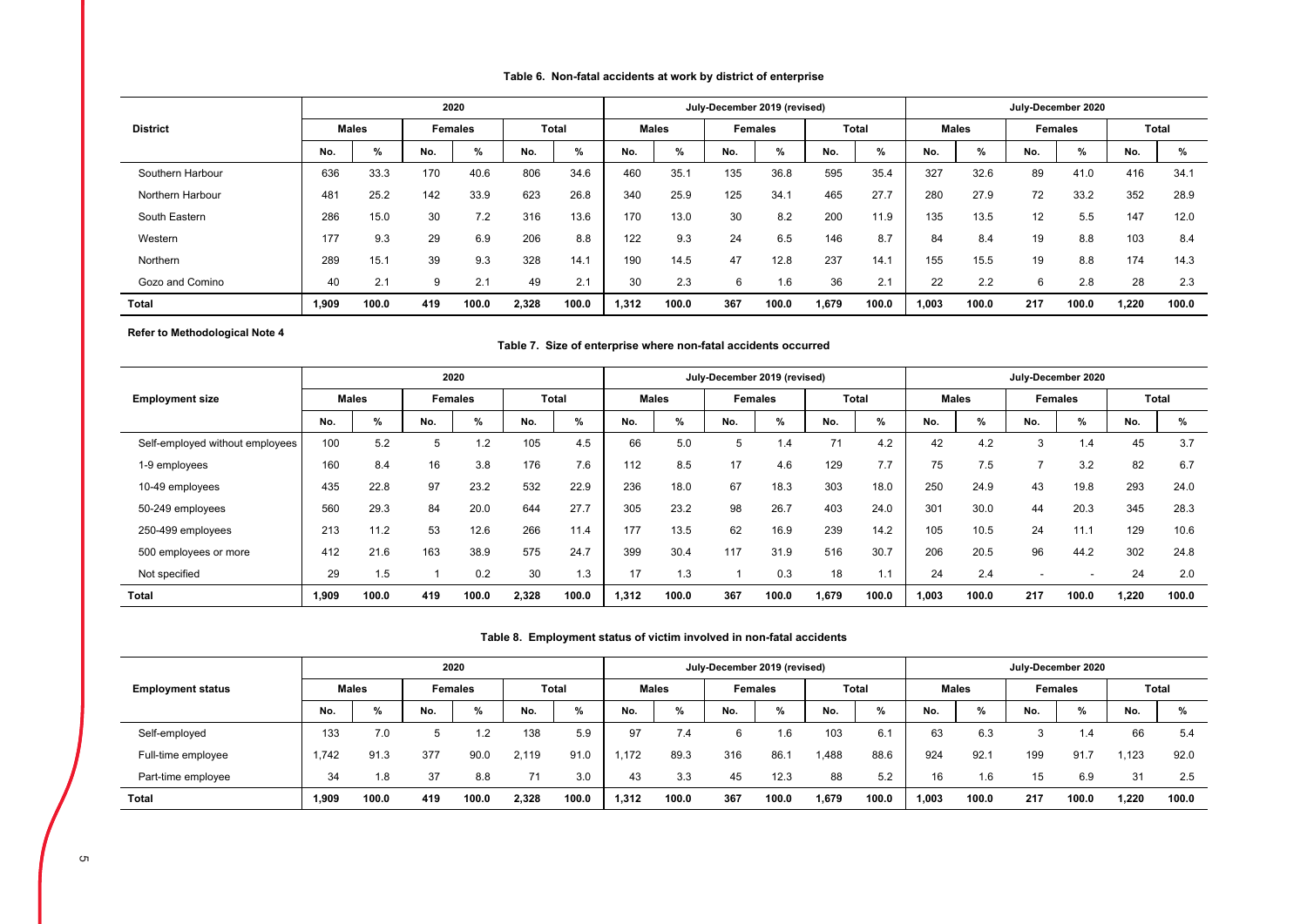**Table 6. Non-fatal accidents at work by district of enterprise**

| District | 2020 | | | | | | July-December 2019 (revised) | | | | | | July-December 2020 | | | | | |
|---|---|---|---|---|---|---|---|---|---|---|---|---|---|---|---|---|---|---|
| | Males | | Females | | Total | | Males | | Females | | Total | | Males | | Females | | Total | |
| | No. | % | No. | % | No. | % | No. | % | No. | % | No. | % | No. | % | No. | % | No. | % |
| Southern Harbour | 636 | 33.3 | 170 | 40.6 | 806 | 34.6 | 460 | 35.1 | 135 | 36.8 | 595 | 35.4 | 327 | 32.6 | 89 | 41.0 | 416 | 34.1 |
| Northern Harbour | 481 | 25.2 | 142 | 33.9 | 623 | 26.8 | 340 | 25.9 | 125 | 34.1 | 465 | 27.7 | 280 | 27.9 | 72 | 33.2 | 352 | 28.9 |
| South Eastern | 286 | 15.0 | 30 | 7.2 | 316 | 13.6 | 170 | 13.0 | 30 | 8.2 | 200 | 11.9 | 135 | 13.5 | 12 | 5.5 | 147 | 12.0 |
| Western | 177 | 9.3 | 29 | 6.9 | 206 | 8.8 | 122 | 9.3 | 24 | 6.5 | 146 | 8.7 | 84 | 8.4 | 19 | 8.8 | 103 | 8.4 |
| Northern | 289 | 15.1 | 39 | 9.3 | 328 | 14.1 | 190 | 14.5 | 47 | 12.8 | 237 | 14.1 | 155 | 15.5 | 19 | 8.8 | 174 | 14.3 |
| Gozo and Comino | 40 | 2.1 | 9 | 2.1 | 49 | 2.1 | 30 | 2.3 | 6 | 1.6 | 36 | 2.1 | 22 | 2.2 | 6 | 2.8 | 28 | 2.3 |
| **Total** | **1,909** | **100.0** | **419** | **100.0** | **2,328** | **100.0** | **1,312** | **100.0** | **367** | **100.0** | **1,679** | **100.0** | **1,003** | **100.0** | **217** | **100.0** | **1,220** | **100.0** |

**Refer to Methodological Note 4**

**Table 7. Size of enterprise where non-fatal accidents occurred**

| Employment size | 2020 | | | | | | July-December 2019 (revised) | | | | | | July-December 2020 | | | | | |
|---|---|---|---|---|---|---|---|---|---|---|---|---|---|---|---|---|---|---|
| | Males | | Females | | Total | | Males | | Females | | Total | | Males | | Females | | Total | |
| | No. | % | No. | % | No. | % | No. | % | No. | % | No. | % | No. | % | No. | % | No. | % |
| Self-employed without employees | 100 | 5.2 | 5 | 1.2 | 105 | 4.5 | 66 | 5.0 | 5 | 1.4 | 71 | 4.2 | 42 | 4.2 | 3 | 1.4 | 45 | 3.7 |
| 1-9 employees | 160 | 8.4 | 16 | 3.8 | 176 | 7.6 | 112 | 8.5 | 17 | 4.6 | 129 | 7.7 | 75 | 7.5 | 7 | 3.2 | 82 | 6.7 |
| 10-49 employees | 435 | 22.8 | 97 | 23.2 | 532 | 22.9 | 236 | 18.0 | 67 | 18.3 | 303 | 18.0 | 250 | 24.9 | 43 | 19.8 | 293 | 24.0 |
| 50-249 employees | 560 | 29.3 | 84 | 20.0 | 644 | 27.7 | 305 | 23.2 | 98 | 26.7 | 403 | 24.0 | 301 | 30.0 | 44 | 20.3 | 345 | 28.3 |
| 250-499 employees | 213 | 11.2 | 53 | 12.6 | 266 | 11.4 | 177 | 13.5 | 62 | 16.9 | 239 | 14.2 | 105 | 10.5 | 24 | 11.1 | 129 | 10.6 |
| 500 employees or more | 412 | 21.6 | 163 | 38.9 | 575 | 24.7 | 399 | 30.4 | 117 | 31.9 | 516 | 30.7 | 206 | 20.5 | 96 | 44.2 | 302 | 24.8 |
| Not specified | 29 | 1.5 | 1 | 0.2 | 30 | 1.3 | 17 | 1.3 | 1 | 0.3 | 18 | 1.1 | 24 | 2.4 | - | - | 24 | 2.0 |
| **Total** | **1,909** | **100.0** | **419** | **100.0** | **2,328** | **100.0** | **1,312** | **100.0** | **367** | **100.0** | **1,679** | **100.0** | **1,003** | **100.0** | **217** | **100.0** | **1,220** | **100.0** |

**Table 8. Employment status of victim involved in non-fatal accidents**

| Employment status | 2020 | | | | | | July-December 2019 (revised) | | | | | | July-December 2020 | | | | | |
|---|---|---|---|---|---|---|---|---|---|---|---|---|---|---|---|---|---|---|
| | Males | | Females | | Total | | Males | | Females | | Total | | Males | | Females | | Total | |
| | No. | % | No. | % | No. | % | No. | % | No. | % | No. | % | No. | % | No. | % | No. | % |
| Self-employed | 133 | 7.0 | 5 | 1.2 | 138 | 5.9 | 97 | 7.4 | 6 | 1.6 | 103 | 6.1 | 63 | 6.3 | 3 | 1.4 | 66 | 5.4 |
| Full-time employee | 1,742 | 91.3 | 377 | 90.0 | 2,119 | 91.0 | 1,172 | 89.3 | 316 | 86.1 | 1,488 | 88.6 | 924 | 92.1 | 199 | 91.7 | 1,123 | 92.0 |
| Part-time employee | 34 | 1.8 | 37 | 8.8 | 71 | 3.0 | 43 | 3.3 | 45 | 12.3 | 88 | 5.2 | 16 | 1.6 | 15 | 6.9 | 31 | 2.5 |
| **Total** | **1,909** | **100.0** | **419** | **100.0** | **2,328** | **100.0** | **1,312** | **100.0** | **367** | **100.0** | **1,679** | **100.0** | **1,003** | **100.0** | **217** | **100.0** | **1,220** | **100.0** |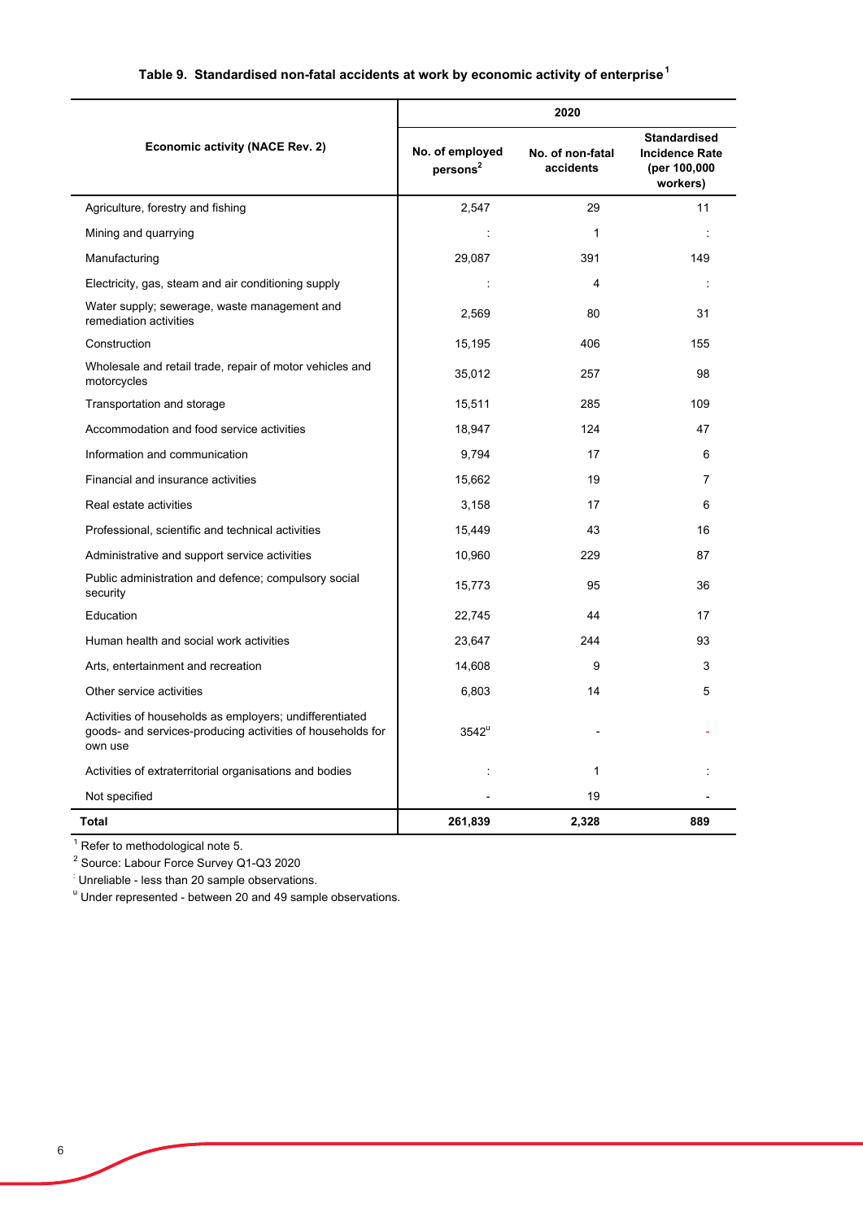**Table 9. Standardised non-fatal accidents at work by economic activity of enterprise[1]**

| Economic activity (NACE Rev. 2) | 2020 | | |
|---|---|---|---|
| | No. of employed persons[2] | No. of non-fatal accidents | Standardised Incidence Rate (per 100,000 workers) |
| Agriculture, forestry and fishing | 2,547 | 29 | 11 |
| Mining and quarrying | : | 1 | : |
| Manufacturing | 29,087 | 391 | 149 |
| Electricity, gas, steam and air conditioning supply | : | 4 | : |
| Water supply; sewerage, waste management and remediation activities | 2,569 | 80 | 31 |
| Construction | 15,195 | 406 | 155 |
| Wholesale and retail trade, repair of motor vehicles and motorcycles | 35,012 | 257 | 98 |
| Transportation and storage | 15,511 | 285 | 109 |
| Accommodation and food service activities | 18,947 | 124 | 47 |
| Information and communication | 9,794 | 17 | 6 |
| Financial and insurance activities | 15,662 | 19 | 7 |
| Real estate activities | 3,158 | 17 | 6 |
| Professional, scientific and technical activities | 15,449 | 43 | 16 |
| Administrative and support service activities | 10,960 | 229 | 87 |
| Public administration and defence; compulsory social security | 15,773 | 95 | 36 |
| Education | 22,745 | 44 | 17 |
| Human health and social work activities | 23,647 | 244 | 93 |
| Arts, entertainment and recreation | 14,608 | 9 | 3 |
| Other service activities | 6,803 | 14 | 5 |
| Activities of households as employers; undifferentiated goods- and services-producing activities of households for own use | 3542[u] | - | - |
| Activities of extraterritorial organisations and bodies | : | 1 | : |
| Not specified | - | 19 | - |
| **Total** | **261,839** | **2,328** | **889** |

[1] Refer to methodological note 5.

[2] Source: Labour Force Survey Q1-Q3 2020

[:] Unreliable - less than 20 sample observations.

[u] Under represented - between 20 and 49 sample observations.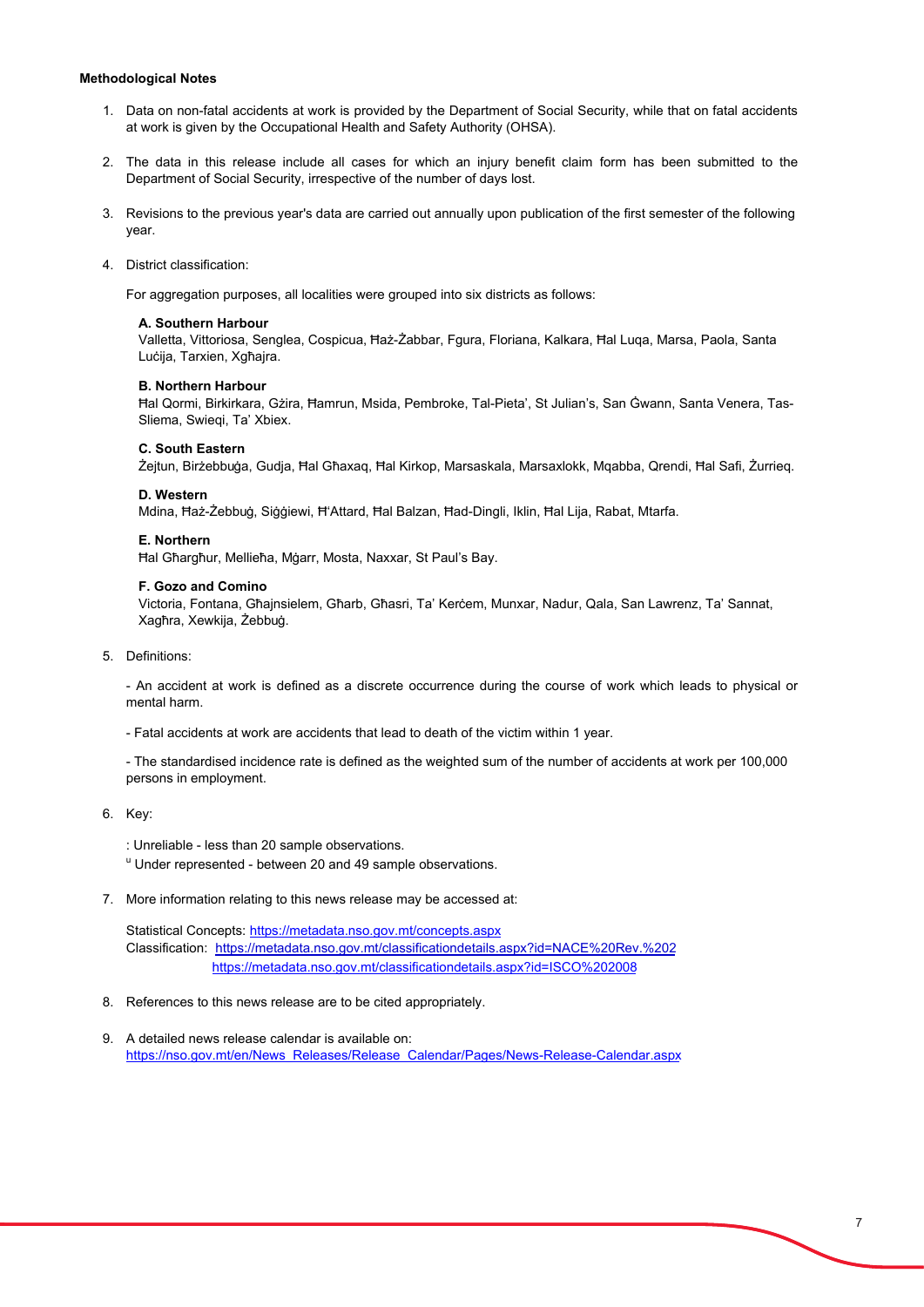**Methodological Notes**

1. Data on non-fatal accidents at work is provided by the Department of Social Security, while that on fatal accidents at work is given by the Occupational Health and Safety Authority (OHSA).

2. The data in this release include all cases for which an injury benefit claim form has been submitted to the Department of Social Security, irrespective of the number of days lost.

3. Revisions to the previous year's data are carried out annually upon publication of the first semester of the following year.

4. District classification:

   For aggregation purposes, all localities were grouped into six districts as follows:

   **A. Southern Harbour**
   Valletta, Vittoriosa, Senglea, Cospicua, Ħaż-Żabbar, Fgura, Floriana, Kalkara, Ħal Luqa, Marsa, Paola, Santa Luċija, Tarxien, Xgħajra.

   **B. Northern Harbour**
   Ħal Qormi, Birkirkara, Gżira, Ħamrun, Msida, Pembroke, Tal-Pieta', St Julian's, San Ġwann, Santa Venera, Tas-Sliema, Swieqi, Ta' Xbiex.

   **C. South Eastern**
   Żejtun, Birżebbuġa, Gudja, Ħal Għaxaq, Ħal Kirkop, Marsaskala, Marsaxlokk, Mqabba, Qrendi, Ħal Safi, Żurrieq.

   **D. Western**
   Mdina, Ħaż-Żebbuġ, Siġġiewi, Ħ'Attard, Ħal Balzan, Ħad-Dingli, Iklin, Ħal Lija, Rabat, Mtarfa.

   **E. Northern**
   Ħal Għargħur, Mellieħa, Mġarr, Mosta, Naxxar, St Paul's Bay.

   **F. Gozo and Comino**
   Victoria, Fontana, Għajnsielem, Għarb, Għasri, Ta' Kerċem, Munxar, Nadur, Qala, San Lawrenz, Ta' Sannat, Xagħra, Xewkija, Żebbuġ.

5. Definitions:

   - An accident at work is defined as a discrete occurrence during the course of work which leads to physical or mental harm.

   - Fatal accidents at work are accidents that lead to death of the victim within 1 year.

   - The standardised incidence rate is defined as the weighted sum of the number of accidents at work per 100,000 persons in employment.

6. Key:

   : Unreliable - less than 20 sample observations.
   [u] Under represented - between 20 and 49 sample observations.

7. More information relating to this news release may be accessed at:

   Statistical Concepts: https://metadata.nso.gov.mt/concepts.aspx
   Classification: https://metadata.nso.gov.mt/classificationdetails.aspx?id=NACE%20Rev.%202
   https://metadata.nso.gov.mt/classificationdetails.aspx?id=ISCO%202008

8. References to this news release are to be cited appropriately.

9. A detailed news release calendar is available on:
   https://nso.gov.mt/en/News_Releases/Release_Calendar/Pages/News-Release-Calendar.aspx